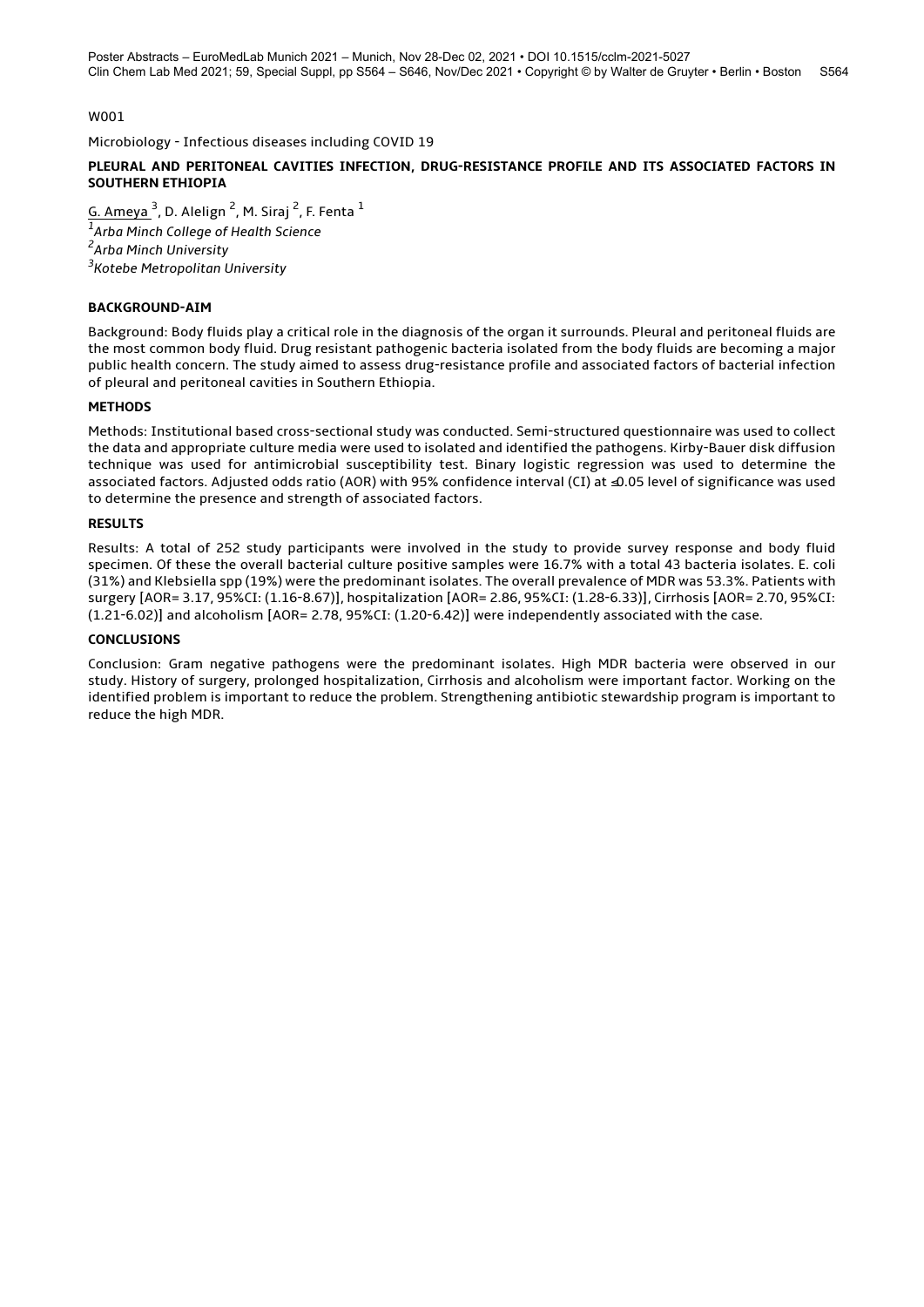W001

Microbiology - Infectious diseases including COVID 19

## PLEURAL AND PERITONEAL CAVITIES INFECTION, DRUG-RESISTANCE PROFILE AND ITS ASSOCIATED FACTORS IN SOUTHERN ETHIOPIA

G. Ameya [3], D. Alelign [2], M. Siraj [2], F. Fenta [1]

[1]*Arba Minch College of Health Science*

[2]*Arba Minch University*

[3]*Kotebe Metropolitan University*

### BACKGROUND-AIM

Background: Body fluids play a critical role in the diagnosis of the organ it surrounds. Pleural and peritoneal fluids are the most common body fluid. Drug resistant pathogenic bacteria isolated from the body fluids are becoming a major public health concern. The study aimed to assess drug-resistance profile and associated factors of bacterial infection of pleural and peritoneal cavities in Southern Ethiopia.

### METHODS

Methods: Institutional based cross-sectional study was conducted. Semi-structured questionnaire was used to collect the data and appropriate culture media were used to isolated and identified the pathogens. Kirby-Bauer disk diffusion technique was used for antimicrobial susceptibility test. Binary logistic regression was used to determine the associated factors. Adjusted odds ratio (AOR) with 95% confidence interval (CI) at ≤0.05 level of significance was used to determine the presence and strength of associated factors.

### RESULTS

Results: A total of 252 study participants were involved in the study to provide survey response and body fluid specimen. Of these the overall bacterial culture positive samples were 16.7% with a total 43 bacteria isolates. E. coli (31%) and Klebsiella spp (19%) were the predominant isolates. The overall prevalence of MDR was 53.3%. Patients with surgery [AOR= 3.17, 95%CI: (1.16-8.67)], hospitalization [AOR= 2.86, 95%CI: (1.28-6.33)], Cirrhosis [AOR= 2.70, 95%CI: (1.21-6.02)] and alcoholism [AOR= 2.78, 95%CI: (1.20-6.42)] were independently associated with the case.

### CONCLUSIONS

Conclusion: Gram negative pathogens were the predominant isolates. High MDR bacteria were observed in our study. History of surgery, prolonged hospitalization, Cirrhosis and alcoholism were important factor. Working on the identified problem is important to reduce the problem. Strengthening antibiotic stewardship program is important to reduce the high MDR.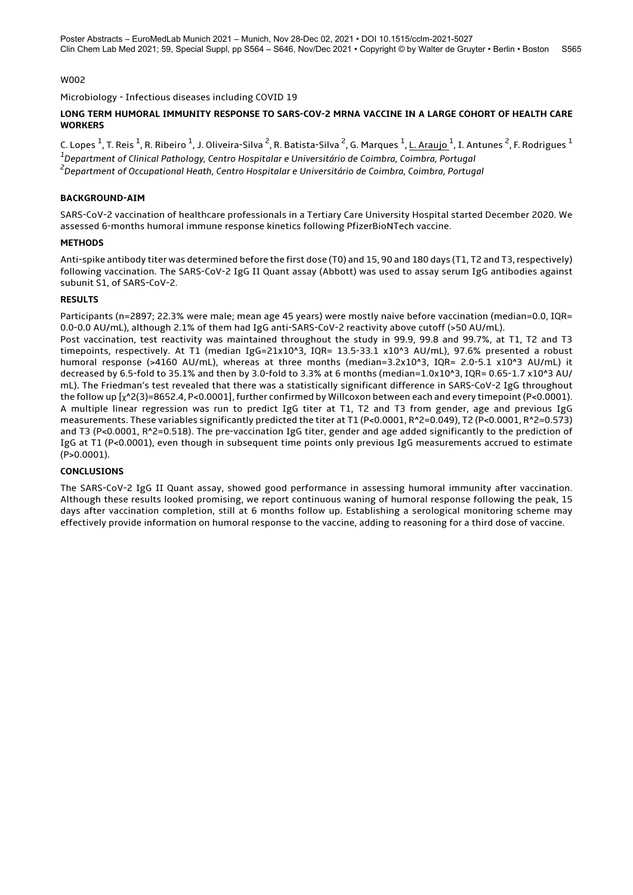W002

Microbiology - Infectious diseases including COVID 19

## LONG TERM HUMORAL IMMUNITY RESPONSE TO SARS-COV-2 MRNA VACCINE IN A LARGE COHORT OF HEALTH CARE WORKERS

C. Lopes [1], T. Reis [1], R. Ribeiro [1], J. Oliveira-Silva [2], R. Batista-Silva [2], G. Marques [1], L. Araujo [1], I. Antunes [2], F. Rodrigues [1]

[1]*Department of Clinical Pathology, Centro Hospitalar e Universitário de Coimbra, Coimbra, Portugal*

[2]*Department of Occupational Heath, Centro Hospitalar e Universitário de Coimbra, Coimbra, Portugal*

### BACKGROUND-AIM

SARS-CoV-2 vaccination of healthcare professionals in a Tertiary Care University Hospital started December 2020. We assessed 6-months humoral immune response kinetics following PfizerBioNTech vaccine.

### METHODS

Anti-spike antibody titer was determined before the first dose (T0) and 15, 90 and 180 days (T1, T2 and T3, respectively) following vaccination. The SARS-CoV-2 IgG II Quant assay (Abbott) was used to assay serum IgG antibodies against subunit S1, of SARS-CoV-2.

### RESULTS

Participants (n=2897; 22.3% were male; mean age 45 years) were mostly naive before vaccination (median=0.0, IQR= 0.0-0.0 AU/mL), although 2.1% of them had IgG anti-SARS-CoV-2 reactivity above cutoff (>50 AU/mL).

Post vaccination, test reactivity was maintained throughout the study in 99.9, 99.8 and 97.7%, at T1, T2 and T3 timepoints, respectively. At T1 (median IgG=$21 \times 10^3$, IQR= 13.5-33.1 $\times 10^3$ AU/mL), 97.6% presented a robust humoral response (>4160 AU/mL), whereas at three months (median=$3.2 \times 10^3$, IQR= 2.0-5.1 $\times 10^3$ AU/mL) it decreased by 6.5-fold to 35.1% and then by 3.0-fold to 3.3% at 6 months (median=$1.0 \times 10^3$, IQR= 0.65-1.7 $\times 10^3$ AU/mL). The Friedman's test revealed that there was a statistically significant difference in SARS-CoV-2 IgG throughout the follow up [$\chi^2(3)=8652.4$, $P<0.0001$], further confirmed by Willcoxon between each and every timepoint ($P<0.0001$).

A multiple linear regression was run to predict IgG titer at T1, T2 and T3 from gender, age and previous IgG measurements. These variables significantly predicted the titer at T1 ($P<0.0001$, $R^2=0.049$), T2 ($P<0.0001$, $R^2=0.573$) and T3 ($P<0.0001$, $R^2=0.518$). The pre-vaccination IgG titer, gender and age added significantly to the prediction of IgG at T1 ($P<0.0001$), even though in subsequent time points only previous IgG measurements accrued to estimate ($P>0.0001$).

### CONCLUSIONS

The SARS-CoV-2 IgG II Quant assay, showed good performance in assessing humoral immunity after vaccination. Although these results looked promising, we report continuous waning of humoral response following the peak, 15 days after vaccination completion, still at 6 months follow up. Establishing a serological monitoring scheme may effectively provide information on humoral response to the vaccine, adding to reasoning for a third dose of vaccine.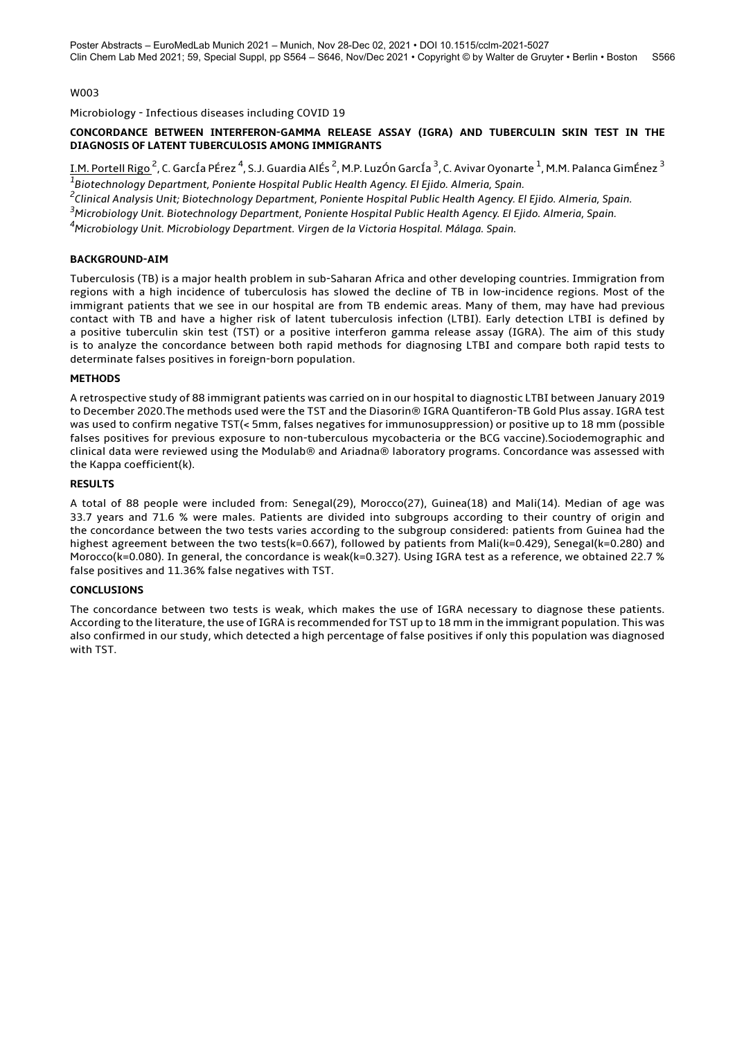W003

Microbiology - Infectious diseases including COVID 19

**CONCORDANCE BETWEEN INTERFERON-GAMMA RELEASE ASSAY (IGRA) AND TUBERCULIN SKIN TEST IN THE DIAGNOSIS OF LATENT TUBERCULOSIS AMONG IMMIGRANTS**

I.M. Portell Rigo [2], C. GarcÍa PÉrez [4], S.J. Guardia AlÉs [2], M.P. LuzÓn GarcÍa [3], C. Avivar Oyonarte [1], M.M. Palanca GimÉnez [3]

[1] *Biotechnology Department, Poniente Hospital Public Health Agency. El Ejido. Almeria, Spain.*

[2] *Clinical Analysis Unit; Biotechnology Department, Poniente Hospital Public Health Agency. El Ejido. Almeria, Spain.*

[3] *Microbiology Unit. Biotechnology Department, Poniente Hospital Public Health Agency. El Ejido. Almeria, Spain.*

[4] *Microbiology Unit. Microbiology Department. Virgen de la Victoria Hospital. Málaga. Spain.*

**BACKGROUND-AIM**

Tuberculosis (TB) is a major health problem in sub-Saharan Africa and other developing countries. Immigration from regions with a high incidence of tuberculosis has slowed the decline of TB in low-incidence regions. Most of the immigrant patients that we see in our hospital are from TB endemic areas. Many of them, may have had previous contact with TB and have a higher risk of latent tuberculosis infection (LTBI). Early detection LTBI is defined by a positive tuberculin skin test (TST) or a positive interferon gamma release assay (IGRA). The aim of this study is to analyze the concordance between both rapid methods for diagnosing LTBI and compare both rapid tests to determinate falses positives in foreign-born population.

**METHODS**

A retrospective study of 88 immigrant patients was carried on in our hospital to diagnostic LTBI between January 2019 to December 2020.The methods used were the TST and the Diasorin® IGRA Quantiferon-TB Gold Plus assay. IGRA test was used to confirm negative TST(< 5mm, falses negatives for immunosuppression) or positive up to 18 mm (possible falses positives for previous exposure to non-tuberculous mycobacteria or the BCG vaccine).Sociodemographic and clinical data were reviewed using the Modulab® and Ariadna® laboratory programs. Concordance was assessed with the Kappa coefficient(k).

**RESULTS**

A total of 88 people were included from: Senegal(29), Morocco(27), Guinea(18) and Mali(14). Median of age was 33.7 years and 71.6 % were males. Patients are divided into subgroups according to their country of origin and the concordance between the two tests varies according to the subgroup considered: patients from Guinea had the highest agreement between the two tests(k=0.667), followed by patients from Mali(k=0.429), Senegal(k=0.280) and Morocco(k=0.080). In general, the concordance is weak(k=0.327). Using IGRA test as a reference, we obtained 22.7 % false positives and 11.36% false negatives with TST.

**CONCLUSIONS**

The concordance between two tests is weak, which makes the use of IGRA necessary to diagnose these patients. According to the literature, the use of IGRA is recommended for TST up to 18 mm in the immigrant population. This was also confirmed in our study, which detected a high percentage of false positives if only this population was diagnosed with TST.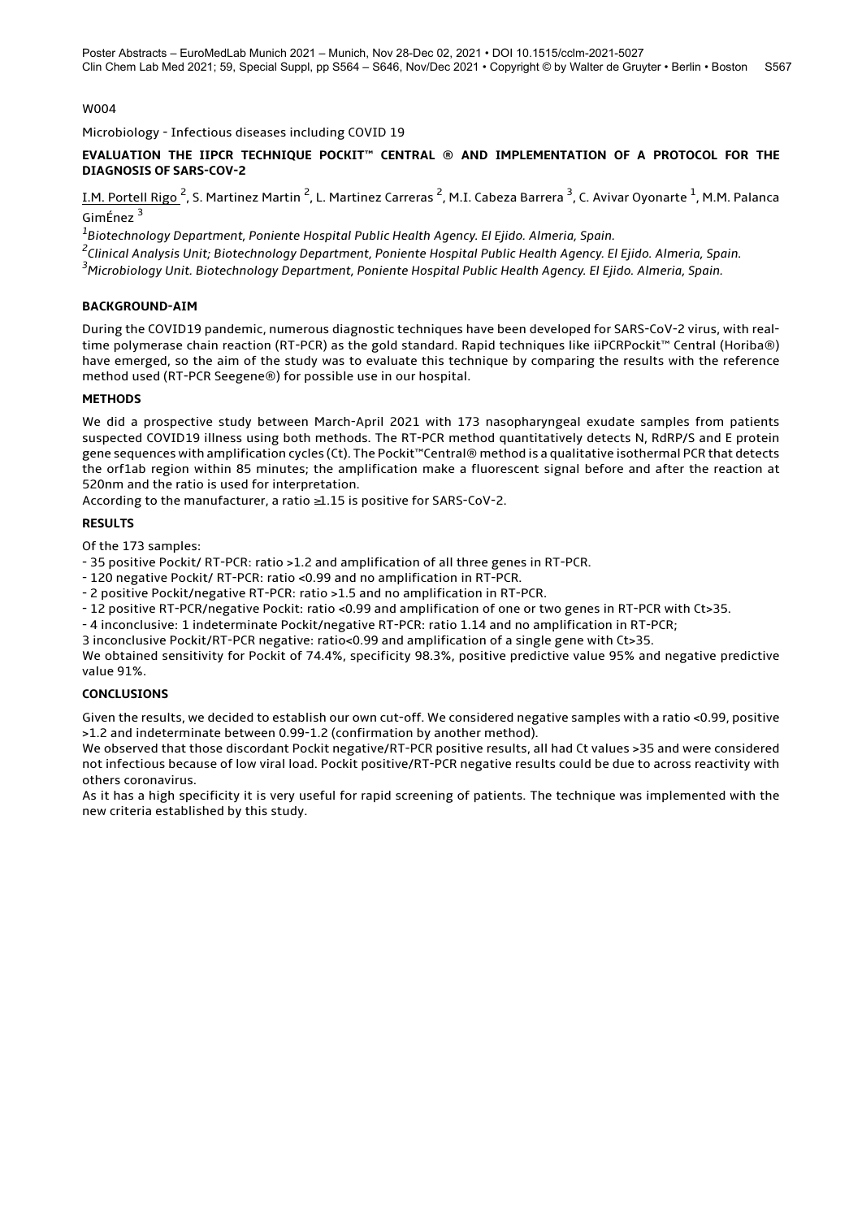W004

Microbiology - Infectious diseases including COVID 19

**EVALUATION THE IIPCR TECHNIQUE POCKIT™ CENTRAL ® AND IMPLEMENTATION OF A PROTOCOL FOR THE DIAGNOSIS OF SARS-COV-2**

I.M. Portell Rigo [2], S. Martinez Martin [2], L. Martinez Carreras [2], M.I. Cabeza Barrera [3], C. Avivar Oyonarte [1], M.M. Palanca GimÉnez [3]

[1]*Biotechnology Department, Poniente Hospital Public Health Agency. El Ejido. Almeria, Spain.*

[2]*Clinical Analysis Unit; Biotechnology Department, Poniente Hospital Public Health Agency. El Ejido. Almeria, Spain.*

[3]*Microbiology Unit. Biotechnology Department, Poniente Hospital Public Health Agency. El Ejido. Almeria, Spain.*

**BACKGROUND-AIM**

During the COVID19 pandemic, numerous diagnostic techniques have been developed for SARS-CoV-2 virus, with real-time polymerase chain reaction (RT-PCR) as the gold standard. Rapid techniques like iiPCRPockit™ Central (Horiba®) have emerged, so the aim of the study was to evaluate this technique by comparing the results with the reference method used (RT-PCR Seegene®) for possible use in our hospital.

**METHODS**

We did a prospective study between March-April 2021 with 173 nasopharyngeal exudate samples from patients suspected COVID19 illness using both methods. The RT-PCR method quantitatively detects N, RdRP/S and E protein gene sequences with amplification cycles (Ct). The Pockit™Central® method is a qualitative isothermal PCR that detects the orf1ab region within 85 minutes; the amplification make a fluorescent signal before and after the reaction at 520nm and the ratio is used for interpretation.

According to the manufacturer, a ratio ≥1.15 is positive for SARS-CoV-2.

**RESULTS**

Of the 173 samples:

- 35 positive Pockit/ RT-PCR: ratio >1.2 and amplification of all three genes in RT-PCR.
- 120 negative Pockit/ RT-PCR: ratio <0.99 and no amplification in RT-PCR.
- 2 positive Pockit/negative RT-PCR: ratio >1.5 and no amplification in RT-PCR.
- 12 positive RT-PCR/negative Pockit: ratio <0.99 and amplification of one or two genes in RT-PCR with Ct>35.
- 4 inconclusive: 1 indeterminate Pockit/negative RT-PCR: ratio 1.14 and no amplification in RT-PCR;

3 inconclusive Pockit/RT-PCR negative: ratio<0.99 and amplification of a single gene with Ct>35.

We obtained sensitivity for Pockit of 74.4%, specificity 98.3%, positive predictive value 95% and negative predictive value 91%.

**CONCLUSIONS**

Given the results, we decided to establish our own cut-off. We considered negative samples with a ratio <0.99, positive >1.2 and indeterminate between 0.99-1.2 (confirmation by another method).

We observed that those discordant Pockit negative/RT-PCR positive results, all had Ct values >35 and were considered not infectious because of low viral load. Pockit positive/RT-PCR negative results could be due to across reactivity with others coronavirus.

As it has a high specificity it is very useful for rapid screening of patients. The technique was implemented with the new criteria established by this study.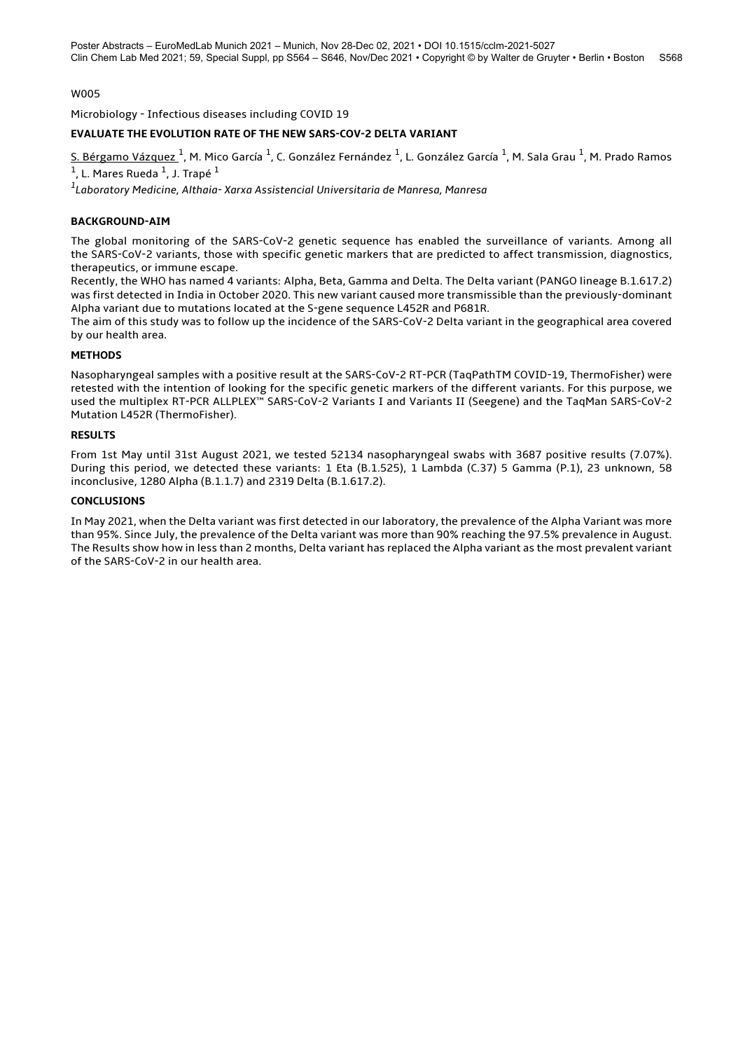W005

Microbiology - Infectious diseases including COVID 19

**EVALUATE THE EVOLUTION RATE OF THE NEW SARS-COV-2 DELTA VARIANT**

S. Bérgamo Vázquez [1], M. Mico García [1], C. González Fernández [1], L. González García [1], M. Sala Grau [1], M. Prado Ramos [1], L. Mares Rueda [1], J. Trapé [1]

[1] *Laboratory Medicine, Althaia- Xarxa Assistencial Universitaria de Manresa, Manresa*

**BACKGROUND-AIM**

The global monitoring of the SARS-CoV-2 genetic sequence has enabled the surveillance of variants. Among all the SARS-CoV-2 variants, those with specific genetic markers that are predicted to affect transmission, diagnostics, therapeutics, or immune escape.

Recently, the WHO has named 4 variants: Alpha, Beta, Gamma and Delta. The Delta variant (PANGO lineage B.1.617.2) was first detected in India in October 2020. This new variant caused more transmissible than the previously-dominant Alpha variant due to mutations located at the S-gene sequence L452R and P681R.

The aim of this study was to follow up the incidence of the SARS-CoV-2 Delta variant in the geographical area covered by our health area.

**METHODS**

Nasopharyngeal samples with a positive result at the SARS-CoV-2 RT-PCR (TaqPathTM COVID-19, ThermoFisher) were retested with the intention of looking for the specific genetic markers of the different variants. For this purpose, we used the multiplex RT-PCR ALLPLEX™ SARS-CoV-2 Variants I and Variants II (Seegene) and the TaqMan SARS-CoV-2 Mutation L452R (ThermoFisher).

**RESULTS**

From 1st May until 31st August 2021, we tested 52134 nasopharyngeal swabs with 3687 positive results (7.07%). During this period, we detected these variants: 1 Eta (B.1.525), 1 Lambda (C.37) 5 Gamma (P.1), 23 unknown, 58 inconclusive, 1280 Alpha (B.1.1.7) and 2319 Delta (B.1.617.2).

**CONCLUSIONS**

In May 2021, when the Delta variant was first detected in our laboratory, the prevalence of the Alpha Variant was more than 95%. Since July, the prevalence of the Delta variant was more than 90% reaching the 97.5% prevalence in August. The Results show how in less than 2 months, Delta variant has replaced the Alpha variant as the most prevalent variant of the SARS-CoV-2 in our health area.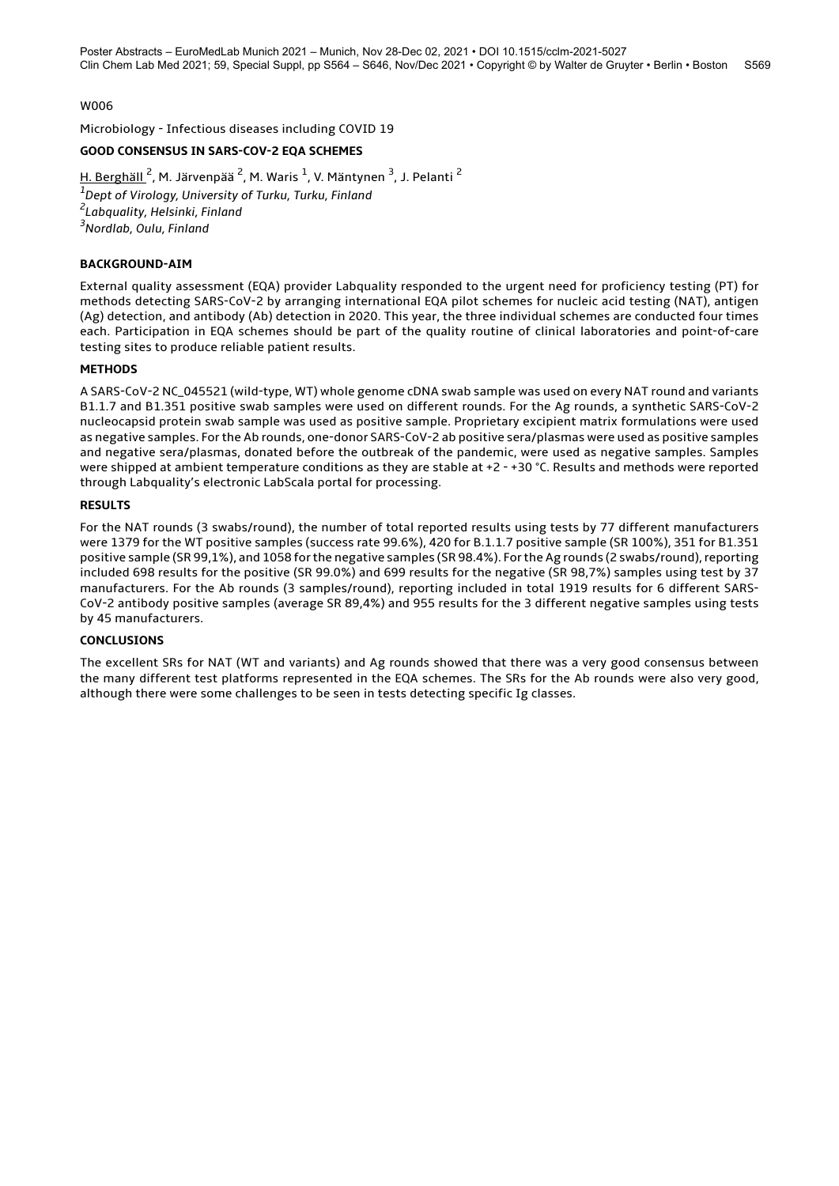W006

Microbiology - Infectious diseases including COVID 19

**GOOD CONSENSUS IN SARS-COV-2 EQA SCHEMES**

H. Berghäll [2], M. Järvenpää [2], M. Waris [1], V. Mäntynen [3], J. Pelanti [2]

*[1]Dept of Virology, University of Turku, Turku, Finland*
*[2]Labquality, Helsinki, Finland*
*[3]Nordlab, Oulu, Finland*

**BACKGROUND-AIM**

External quality assessment (EQA) provider Labquality responded to the urgent need for proficiency testing (PT) for methods detecting SARS-CoV-2 by arranging international EQA pilot schemes for nucleic acid testing (NAT), antigen (Ag) detection, and antibody (Ab) detection in 2020. This year, the three individual schemes are conducted four times each. Participation in EQA schemes should be part of the quality routine of clinical laboratories and point-of-care testing sites to produce reliable patient results.

**METHODS**

A SARS-CoV-2 NC_045521 (wild-type, WT) whole genome cDNA swab sample was used on every NAT round and variants B1.1.7 and B1.351 positive swab samples were used on different rounds. For the Ag rounds, a synthetic SARS-CoV-2 nucleocapsid protein swab sample was used as positive sample. Proprietary excipient matrix formulations were used as negative samples. For the Ab rounds, one-donor SARS-CoV-2 ab positive sera/plasmas were used as positive samples and negative sera/plasmas, donated before the outbreak of the pandemic, were used as negative samples. Samples were shipped at ambient temperature conditions as they are stable at +2 - +30 °C. Results and methods were reported through Labquality's electronic LabScala portal for processing.

**RESULTS**

For the NAT rounds (3 swabs/round), the number of total reported results using tests by 77 different manufacturers were 1379 for the WT positive samples (success rate 99.6%), 420 for B.1.1.7 positive sample (SR 100%), 351 for B1.351 positive sample (SR 99,1%), and 1058 for the negative samples (SR 98.4%). For the Ag rounds (2 swabs/round), reporting included 698 results for the positive (SR 99.0%) and 699 results for the negative (SR 98,7%) samples using test by 37 manufacturers. For the Ab rounds (3 samples/round), reporting included in total 1919 results for 6 different SARS-CoV-2 antibody positive samples (average SR 89,4%) and 955 results for the 3 different negative samples using tests by 45 manufacturers.

**CONCLUSIONS**

The excellent SRs for NAT (WT and variants) and Ag rounds showed that there was a very good consensus between the many different test platforms represented in the EQA schemes. The SRs for the Ab rounds were also very good, although there were some challenges to be seen in tests detecting specific Ig classes.